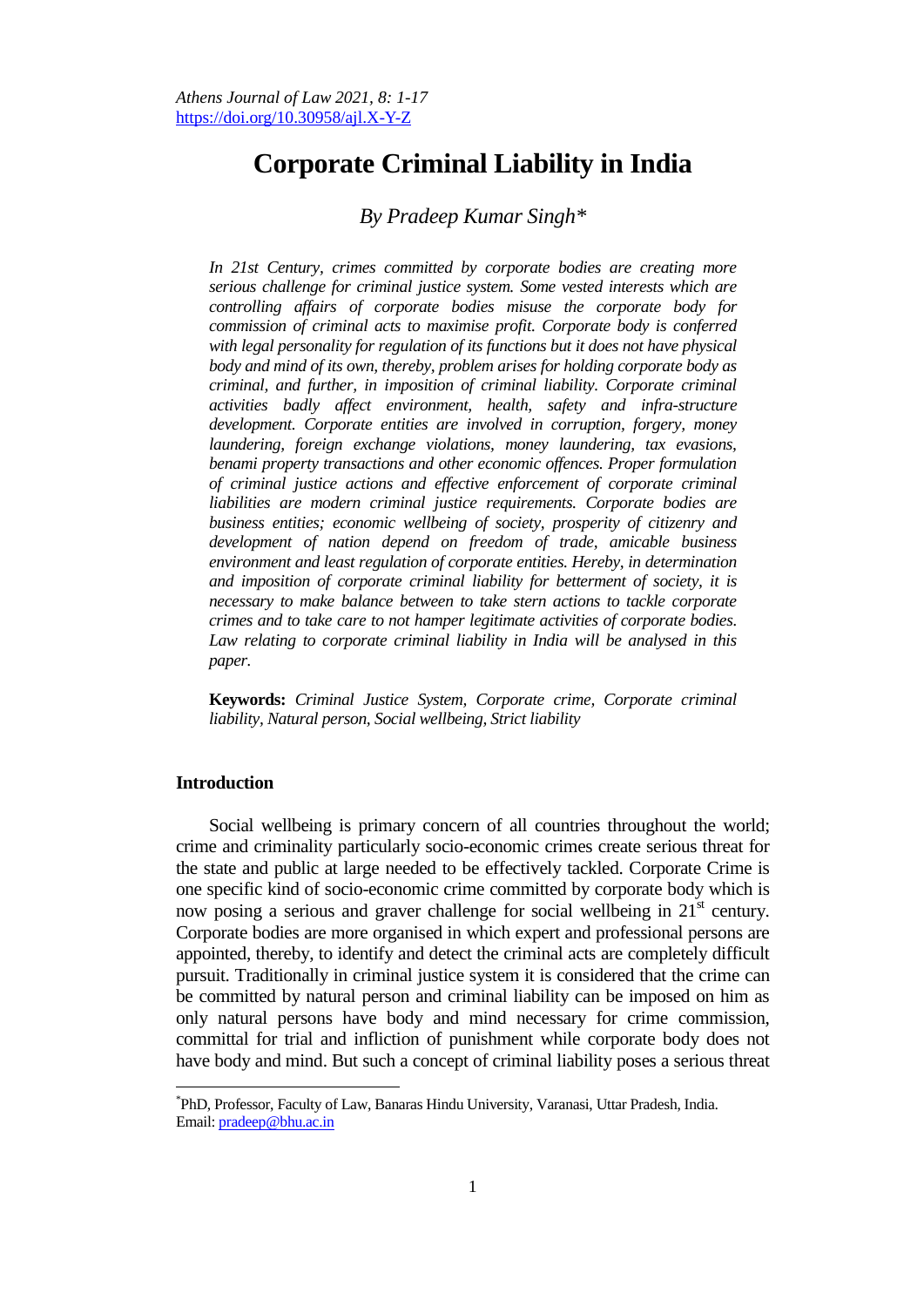# Corporate Criminal Liability in India

*By Pradeep Kumar Singh*[*]

*In 21st Century, crimes committed by corporate bodies are creating more serious challenge for criminal justice system. Some vested interests which are controlling affairs of corporate bodies misuse the corporate body for commission of criminal acts to maximise profit. Corporate body is conferred with legal personality for regulation of its functions but it does not have physical body and mind of its own, thereby, problem arises for holding corporate body as criminal, and further, in imposition of criminal liability. Corporate criminal activities badly affect environment, health, safety and infra-structure development. Corporate entities are involved in corruption, forgery, money laundering, foreign exchange violations, money laundering, tax evasions, benami property transactions and other economic offences. Proper formulation of criminal justice actions and effective enforcement of corporate criminal liabilities are modern criminal justice requirements. Corporate bodies are business entities; economic wellbeing of society, prosperity of citizenry and development of nation depend on freedom of trade, amicable business environment and least regulation of corporate entities. Hereby, in determination and imposition of corporate criminal liability for betterment of society, it is necessary to make balance between to take stern actions to tackle corporate crimes and to take care to not hamper legitimate activities of corporate bodies. Law relating to corporate criminal liability in India will be analysed in this paper.*

**Keywords:** *Criminal Justice System, Corporate crime, Corporate criminal liability, Natural person, Social wellbeing, Strict liability*

## Introduction

Social wellbeing is primary concern of all countries throughout the world; crime and criminality particularly socio-economic crimes create serious threat for the state and public at large needed to be effectively tackled. Corporate Crime is one specific kind of socio-economic crime committed by corporate body which is now posing a serious and graver challenge for social wellbeing in 21st century. Corporate bodies are more organised in which expert and professional persons are appointed, thereby, to identify and detect the criminal acts are completely difficult pursuit. Traditionally in criminal justice system it is considered that the crime can be committed by natural person and criminal liability can be imposed on him as only natural persons have body and mind necessary for crime commission, committal for trial and infliction of punishment while corporate body does not have body and mind. But such a concept of criminal liability poses a serious threat

---

[*] PhD, Professor, Faculty of Law, Banaras Hindu University, Varanasi, Uttar Pradesh, India. Email: pradeep@bhu.ac.in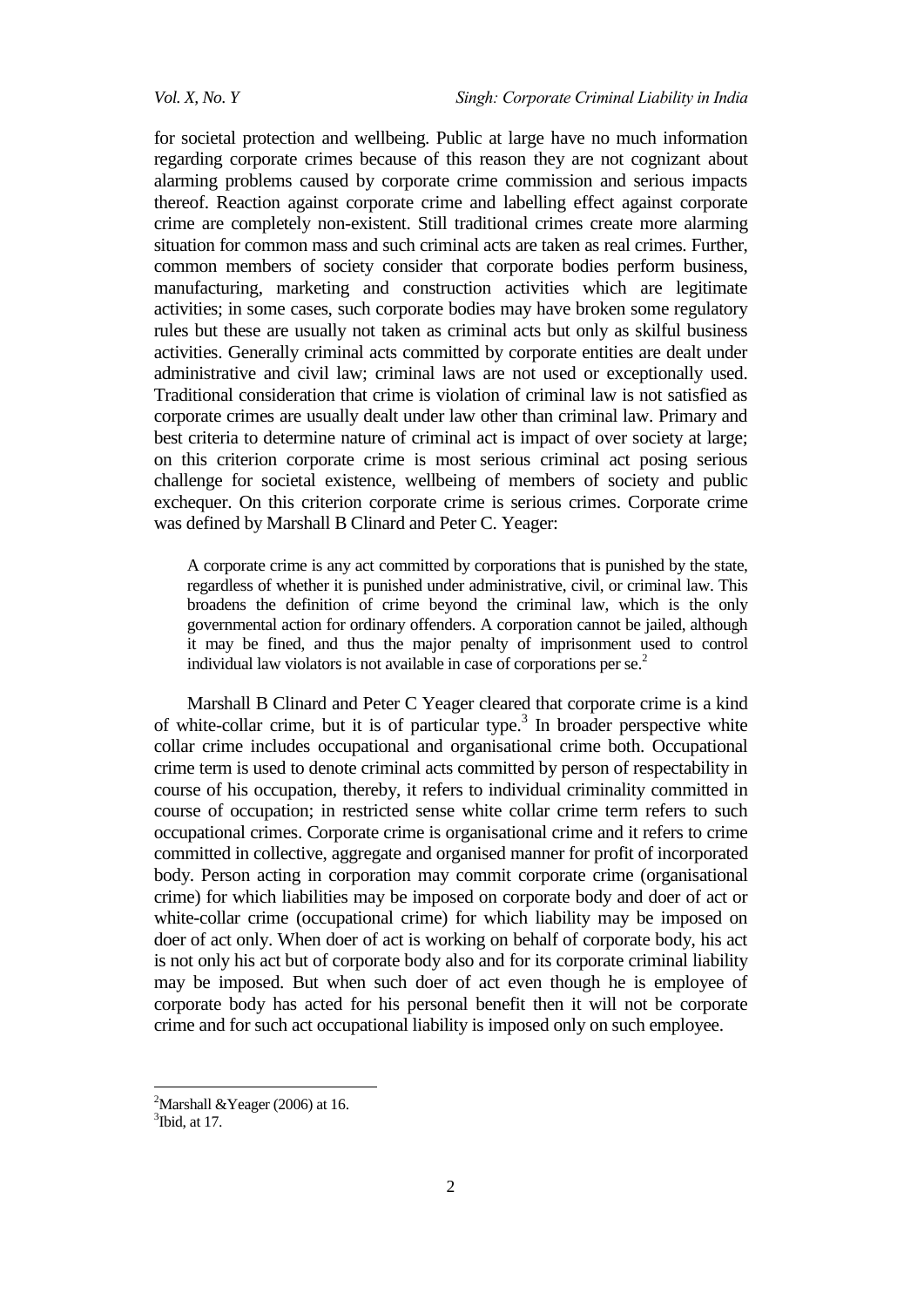for societal protection and wellbeing. Public at large have no much information regarding corporate crimes because of this reason they are not cognizant about alarming problems caused by corporate crime commission and serious impacts thereof. Reaction against corporate crime and labelling effect against corporate crime are completely non-existent. Still traditional crimes create more alarming situation for common mass and such criminal acts are taken as real crimes. Further, common members of society consider that corporate bodies perform business, manufacturing, marketing and construction activities which are legitimate activities; in some cases, such corporate bodies may have broken some regulatory rules but these are usually not taken as criminal acts but only as skilful business activities. Generally criminal acts committed by corporate entities are dealt under administrative and civil law; criminal laws are not used or exceptionally used. Traditional consideration that crime is violation of criminal law is not satisfied as corporate crimes are usually dealt under law other than criminal law. Primary and best criteria to determine nature of criminal act is impact of over society at large; on this criterion corporate crime is most serious criminal act posing serious challenge for societal existence, wellbeing of members of society and public exchequer. On this criterion corporate crime is serious crimes. Corporate crime was defined by Marshall B Clinard and Peter C. Yeager:

> A corporate crime is any act committed by corporations that is punished by the state, regardless of whether it is punished under administrative, civil, or criminal law. This broadens the definition of crime beyond the criminal law, which is the only governmental action for ordinary offenders. A corporation cannot be jailed, although it may be fined, and thus the major penalty of imprisonment used to control individual law violators is not available in case of corporations per se.[2]

Marshall B Clinard and Peter C Yeager cleared that corporate crime is a kind of white-collar crime, but it is of particular type.[3] In broader perspective white collar crime includes occupational and organisational crime both. Occupational crime term is used to denote criminal acts committed by person of respectability in course of his occupation, thereby, it refers to individual criminality committed in course of occupation; in restricted sense white collar crime term refers to such occupational crimes. Corporate crime is organisational crime and it refers to crime committed in collective, aggregate and organised manner for profit of incorporated body. Person acting in corporation may commit corporate crime (organisational crime) for which liabilities may be imposed on corporate body and doer of act or white-collar crime (occupational crime) for which liability may be imposed on doer of act only. When doer of act is working on behalf of corporate body, his act is not only his act but of corporate body also and for its corporate criminal liability may be imposed. But when such doer of act even though he is employee of corporate body has acted for his personal benefit then it will not be corporate crime and for such act occupational liability is imposed only on such employee.

---

[2] Marshall &Yeager (2006) at 16.

[3] Ibid, at 17.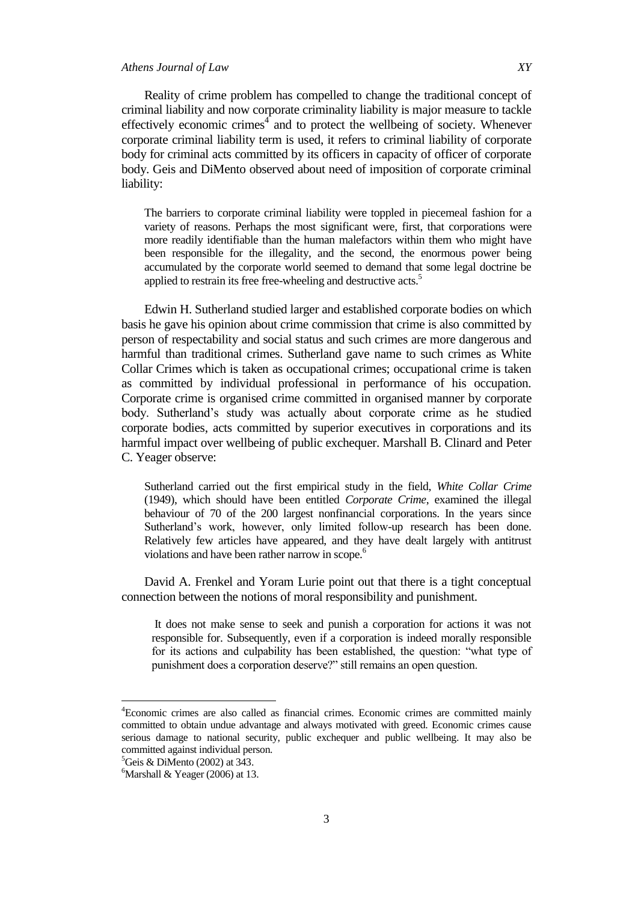Reality of crime problem has compelled to change the traditional concept of criminal liability and now corporate criminality liability is major measure to tackle effectively economic crimes[4] and to protect the wellbeing of society. Whenever corporate criminal liability term is used, it refers to criminal liability of corporate body for criminal acts committed by its officers in capacity of officer of corporate body. Geis and DiMento observed about need of imposition of corporate criminal liability:

> The barriers to corporate criminal liability were toppled in piecemeal fashion for a variety of reasons. Perhaps the most significant were, first, that corporations were more readily identifiable than the human malefactors within them who might have been responsible for the illegality, and the second, the enormous power being accumulated by the corporate world seemed to demand that some legal doctrine be applied to restrain its free free-wheeling and destructive acts.[5]

Edwin H. Sutherland studied larger and established corporate bodies on which basis he gave his opinion about crime commission that crime is also committed by person of respectability and social status and such crimes are more dangerous and harmful than traditional crimes. Sutherland gave name to such crimes as White Collar Crimes which is taken as occupational crimes; occupational crime is taken as committed by individual professional in performance of his occupation. Corporate crime is organised crime committed in organised manner by corporate body. Sutherland's study was actually about corporate crime as he studied corporate bodies, acts committed by superior executives in corporations and its harmful impact over wellbeing of public exchequer. Marshall B. Clinard and Peter C. Yeager observe:

> Sutherland carried out the first empirical study in the field, *White Collar Crime* (1949), which should have been entitled *Corporate Crime*, examined the illegal behaviour of 70 of the 200 largest nonfinancial corporations. In the years since Sutherland's work, however, only limited follow-up research has been done. Relatively few articles have appeared, and they have dealt largely with antitrust violations and have been rather narrow in scope.[6]

David A. Frenkel and Yoram Lurie point out that there is a tight conceptual connection between the notions of moral responsibility and punishment.

> It does not make sense to seek and punish a corporation for actions it was not responsible for. Subsequently, even if a corporation is indeed morally responsible for its actions and culpability has been established, the question: "what type of punishment does a corporation deserve?" still remains an open question.

---

[4]Economic crimes are also called as financial crimes. Economic crimes are committed mainly committed to obtain undue advantage and always motivated with greed. Economic crimes cause serious damage to national security, public exchequer and public wellbeing. It may also be committed against individual person.

[5]Geis & DiMento (2002) at 343.

[6]Marshall & Yeager (2006) at 13.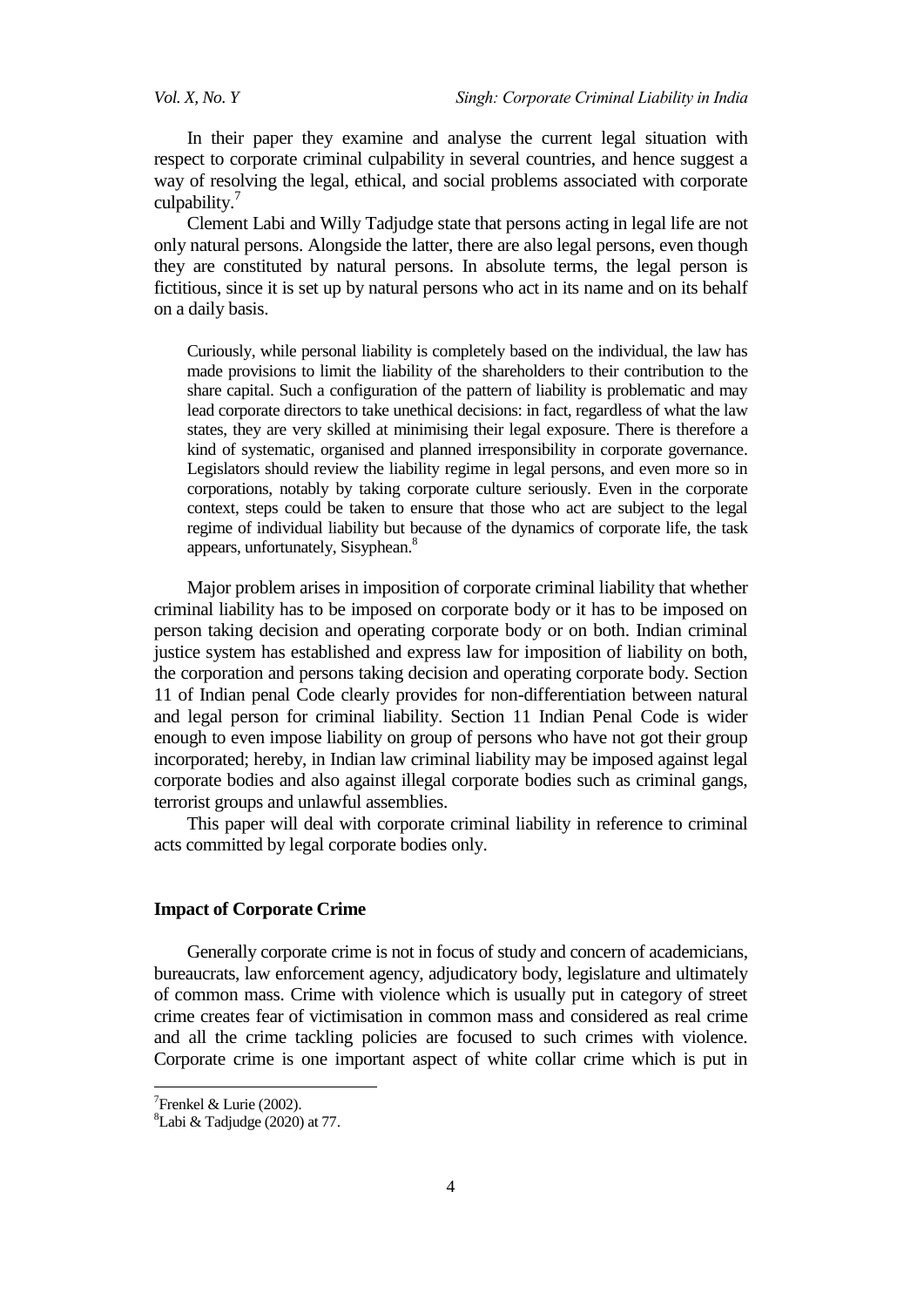In their paper they examine and analyse the current legal situation with respect to corporate criminal culpability in several countries, and hence suggest a way of resolving the legal, ethical, and social problems associated with corporate culpability.[7]

Clement Labi and Willy Tadjudge state that persons acting in legal life are not only natural persons. Alongside the latter, there are also legal persons, even though they are constituted by natural persons. In absolute terms, the legal person is fictitious, since it is set up by natural persons who act in its name and on its behalf on a daily basis.

> Curiously, while personal liability is completely based on the individual, the law has made provisions to limit the liability of the shareholders to their contribution to the share capital. Such a configuration of the pattern of liability is problematic and may lead corporate directors to take unethical decisions: in fact, regardless of what the law states, they are very skilled at minimising their legal exposure. There is therefore a kind of systematic, organised and planned irresponsibility in corporate governance. Legislators should review the liability regime in legal persons, and even more so in corporations, notably by taking corporate culture seriously. Even in the corporate context, steps could be taken to ensure that those who act are subject to the legal regime of individual liability but because of the dynamics of corporate life, the task appears, unfortunately, Sisyphean.[8]

Major problem arises in imposition of corporate criminal liability that whether criminal liability has to be imposed on corporate body or it has to be imposed on person taking decision and operating corporate body or on both. Indian criminal justice system has established and express law for imposition of liability on both, the corporation and persons taking decision and operating corporate body. Section 11 of Indian penal Code clearly provides for non-differentiation between natural and legal person for criminal liability. Section 11 Indian Penal Code is wider enough to even impose liability on group of persons who have not got their group incorporated; hereby, in Indian law criminal liability may be imposed against legal corporate bodies and also against illegal corporate bodies such as criminal gangs, terrorist groups and unlawful assemblies.

This paper will deal with corporate criminal liability in reference to criminal acts committed by legal corporate bodies only.

### Impact of Corporate Crime

Generally corporate crime is not in focus of study and concern of academicians, bureaucrats, law enforcement agency, adjudicatory body, legislature and ultimately of common mass. Crime with violence which is usually put in category of street crime creates fear of victimisation in common mass and considered as real crime and all the crime tackling policies are focused to such crimes with violence. Corporate crime is one important aspect of white collar crime which is put in

---

[7] Frenkel & Lurie (2002).

[8] Labi & Tadjudge (2020) at 77.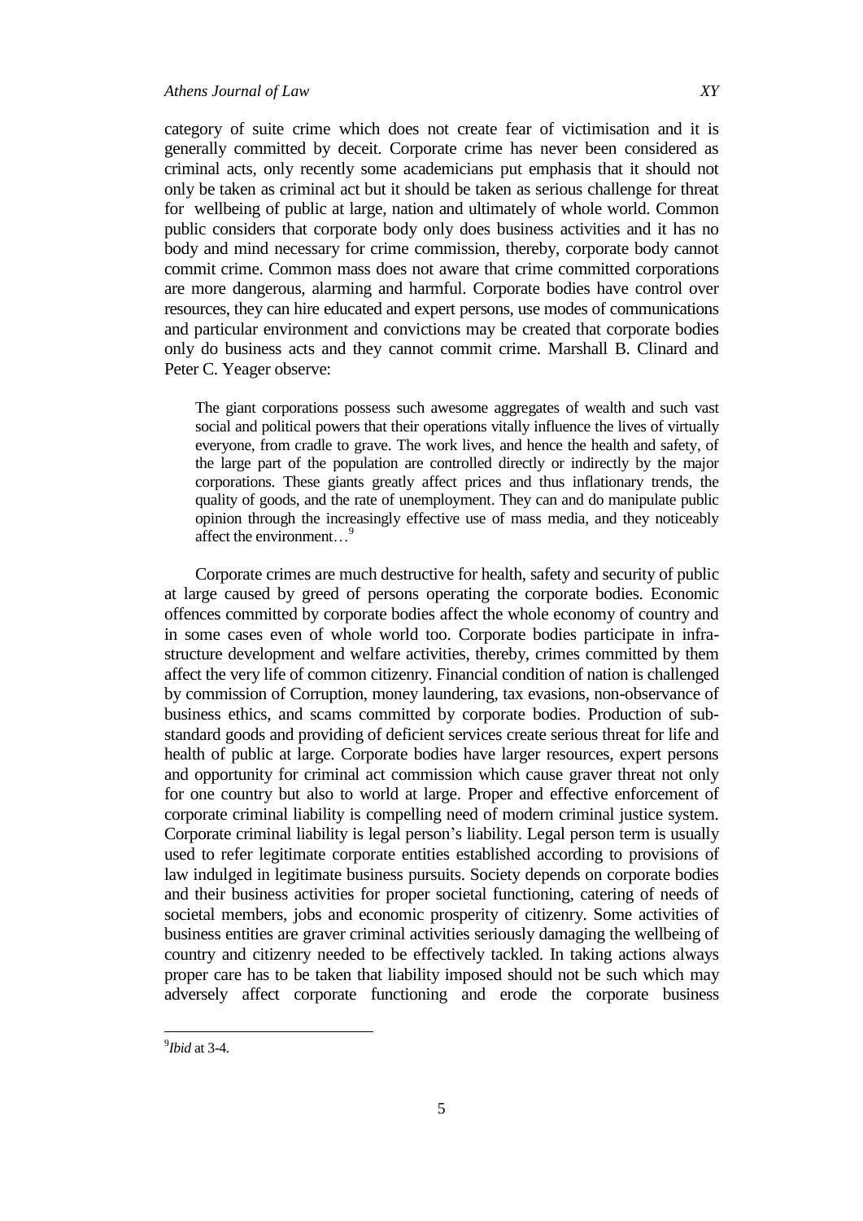category of suite crime which does not create fear of victimisation and it is generally committed by deceit. Corporate crime has never been considered as criminal acts, only recently some academicians put emphasis that it should not only be taken as criminal act but it should be taken as serious challenge for threat for wellbeing of public at large, nation and ultimately of whole world. Common public considers that corporate body only does business activities and it has no body and mind necessary for crime commission, thereby, corporate body cannot commit crime. Common mass does not aware that crime committed corporations are more dangerous, alarming and harmful. Corporate bodies have control over resources, they can hire educated and expert persons, use modes of communications and particular environment and convictions may be created that corporate bodies only do business acts and they cannot commit crime. Marshall B. Clinard and Peter C. Yeager observe:

> The giant corporations possess such awesome aggregates of wealth and such vast social and political powers that their operations vitally influence the lives of virtually everyone, from cradle to grave. The work lives, and hence the health and safety, of the large part of the population are controlled directly or indirectly by the major corporations. These giants greatly affect prices and thus inflationary trends, the quality of goods, and the rate of unemployment. They can and do manipulate public opinion through the increasingly effective use of mass media, and they noticeably affect the environment…[9]

Corporate crimes are much destructive for health, safety and security of public at large caused by greed of persons operating the corporate bodies. Economic offences committed by corporate bodies affect the whole economy of country and in some cases even of whole world too. Corporate bodies participate in infra-structure development and welfare activities, thereby, crimes committed by them affect the very life of common citizenry. Financial condition of nation is challenged by commission of Corruption, money laundering, tax evasions, non-observance of business ethics, and scams committed by corporate bodies. Production of sub-standard goods and providing of deficient services create serious threat for life and health of public at large. Corporate bodies have larger resources, expert persons and opportunity for criminal act commission which cause graver threat not only for one country but also to world at large. Proper and effective enforcement of corporate criminal liability is compelling need of modern criminal justice system. Corporate criminal liability is legal person's liability. Legal person term is usually used to refer legitimate corporate entities established according to provisions of law indulged in legitimate business pursuits. Society depends on corporate bodies and their business activities for proper societal functioning, catering of needs of societal members, jobs and economic prosperity of citizenry. Some activities of business entities are graver criminal activities seriously damaging the wellbeing of country and citizenry needed to be effectively tackled. In taking actions always proper care has to be taken that liability imposed should not be such which may adversely affect corporate functioning and erode the corporate business

---

[9] *Ibid* at 3-4.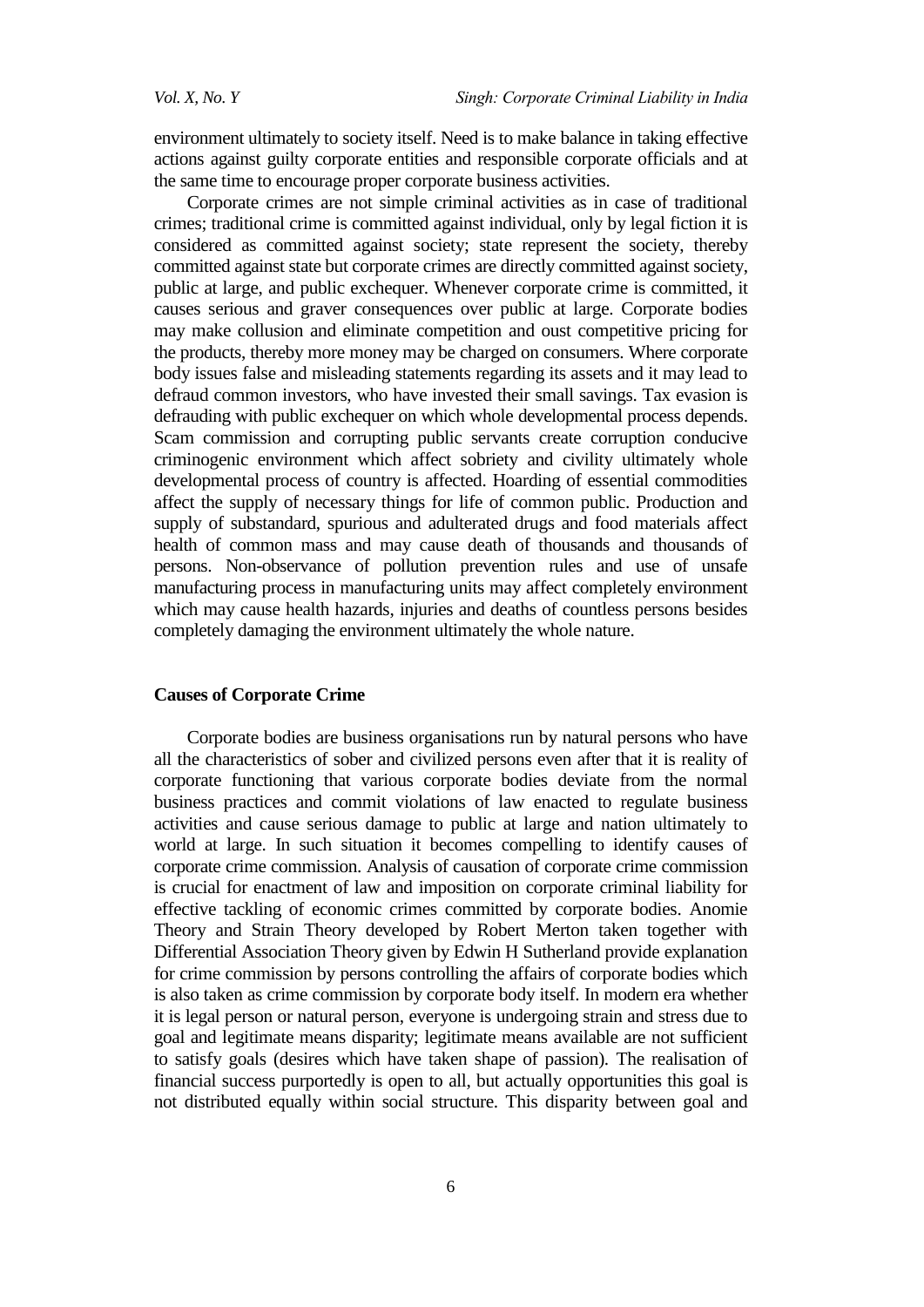environment ultimately to society itself. Need is to make balance in taking effective actions against guilty corporate entities and responsible corporate officials and at the same time to encourage proper corporate business activities.

Corporate crimes are not simple criminal activities as in case of traditional crimes; traditional crime is committed against individual, only by legal fiction it is considered as committed against society; state represent the society, thereby committed against state but corporate crimes are directly committed against society, public at large, and public exchequer. Whenever corporate crime is committed, it causes serious and graver consequences over public at large. Corporate bodies may make collusion and eliminate competition and oust competitive pricing for the products, thereby more money may be charged on consumers. Where corporate body issues false and misleading statements regarding its assets and it may lead to defraud common investors, who have invested their small savings. Tax evasion is defrauding with public exchequer on which whole developmental process depends. Scam commission and corrupting public servants create corruption conducive criminogenic environment which affect sobriety and civility ultimately whole developmental process of country is affected. Hoarding of essential commodities affect the supply of necessary things for life of common public. Production and supply of substandard, spurious and adulterated drugs and food materials affect health of common mass and may cause death of thousands and thousands of persons. Non-observance of pollution prevention rules and use of unsafe manufacturing process in manufacturing units may affect completely environment which may cause health hazards, injuries and deaths of countless persons besides completely damaging the environment ultimately the whole nature.

## Causes of Corporate Crime

Corporate bodies are business organisations run by natural persons who have all the characteristics of sober and civilized persons even after that it is reality of corporate functioning that various corporate bodies deviate from the normal business practices and commit violations of law enacted to regulate business activities and cause serious damage to public at large and nation ultimately to world at large. In such situation it becomes compelling to identify causes of corporate crime commission. Analysis of causation of corporate crime commission is crucial for enactment of law and imposition on corporate criminal liability for effective tackling of economic crimes committed by corporate bodies. Anomie Theory and Strain Theory developed by Robert Merton taken together with Differential Association Theory given by Edwin H Sutherland provide explanation for crime commission by persons controlling the affairs of corporate bodies which is also taken as crime commission by corporate body itself. In modern era whether it is legal person or natural person, everyone is undergoing strain and stress due to goal and legitimate means disparity; legitimate means available are not sufficient to satisfy goals (desires which have taken shape of passion). The realisation of financial success purportedly is open to all, but actually opportunities this goal is not distributed equally within social structure. This disparity between goal and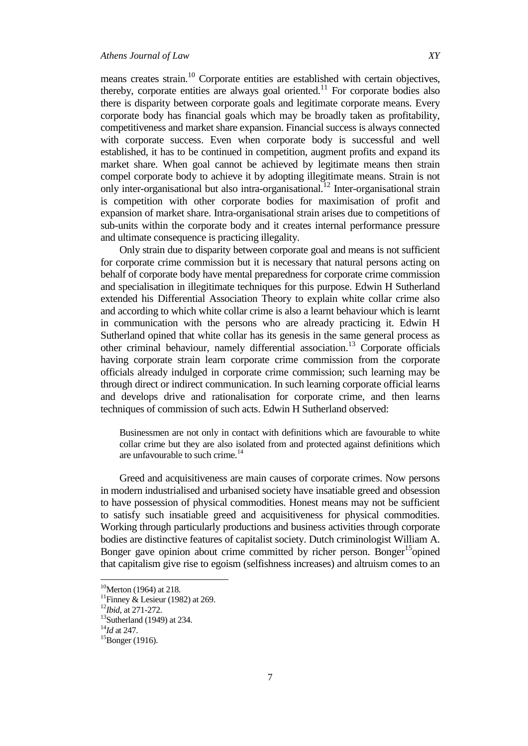means creates strain.[10] Corporate entities are established with certain objectives, thereby, corporate entities are always goal oriented.[11] For corporate bodies also there is disparity between corporate goals and legitimate corporate means. Every corporate body has financial goals which may be broadly taken as profitability, competitiveness and market share expansion. Financial success is always connected with corporate success. Even when corporate body is successful and well established, it has to be continued in competition, augment profits and expand its market share. When goal cannot be achieved by legitimate means then strain compel corporate body to achieve it by adopting illegitimate means. Strain is not only inter-organisational but also intra-organisational.[12] Inter-organisational strain is competition with other corporate bodies for maximisation of profit and expansion of market share. Intra-organisational strain arises due to competitions of sub-units within the corporate body and it creates internal performance pressure and ultimate consequence is practicing illegality.

Only strain due to disparity between corporate goal and means is not sufficient for corporate crime commission but it is necessary that natural persons acting on behalf of corporate body have mental preparedness for corporate crime commission and specialisation in illegitimate techniques for this purpose. Edwin H Sutherland extended his Differential Association Theory to explain white collar crime also and according to which white collar crime is also a learnt behaviour which is learnt in communication with the persons who are already practicing it. Edwin H Sutherland opined that white collar has its genesis in the same general process as other criminal behaviour, namely differential association.[13] Corporate officials having corporate strain learn corporate crime commission from the corporate officials already indulged in corporate crime commission; such learning may be through direct or indirect communication. In such learning corporate official learns and develops drive and rationalisation for corporate crime, and then learns techniques of commission of such acts. Edwin H Sutherland observed:

> Businessmen are not only in contact with definitions which are favourable to white collar crime but they are also isolated from and protected against definitions which are unfavourable to such crime.[14]

Greed and acquisitiveness are main causes of corporate crimes. Now persons in modern industrialised and urbanised society have insatiable greed and obsession to have possession of physical commodities. Honest means may not be sufficient to satisfy such insatiable greed and acquisitiveness for physical commodities. Working through particularly productions and business activities through corporate bodies are distinctive features of capitalist society. Dutch criminologist William A. Bonger gave opinion about crime committed by richer person. Bonger[15] opined that capitalism give rise to egoism (selfishness increases) and altruism comes to an

---

[10] Merton (1964) at 218.
[11] Finney & Lesieur (1982) at 269.
[12] *Ibid*, at 271-272.
[13] Sutherland (1949) at 234.
[14] *Id* at 247.
[15] Bonger (1916).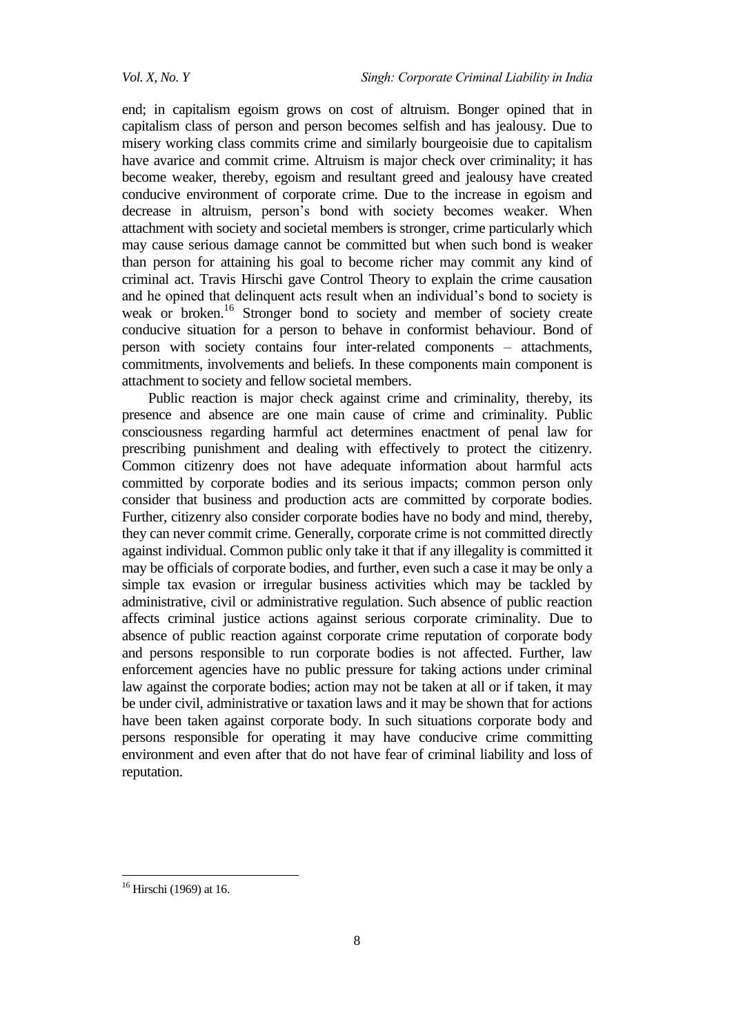end; in capitalism egoism grows on cost of altruism. Bonger opined that in capitalism class of person and person becomes selfish and has jealousy. Due to misery working class commits crime and similarly bourgeoisie due to capitalism have avarice and commit crime. Altruism is major check over criminality; it has become weaker, thereby, egoism and resultant greed and jealousy have created conducive environment of corporate crime. Due to the increase in egoism and decrease in altruism, person's bond with society becomes weaker. When attachment with society and societal members is stronger, crime particularly which may cause serious damage cannot be committed but when such bond is weaker than person for attaining his goal to become richer may commit any kind of criminal act. Travis Hirschi gave Control Theory to explain the crime causation and he opined that delinquent acts result when an individual's bond to society is weak or broken.[16] Stronger bond to society and member of society create conducive situation for a person to behave in conformist behaviour. Bond of person with society contains four inter-related components – attachments, commitments, involvements and beliefs. In these components main component is attachment to society and fellow societal members.

Public reaction is major check against crime and criminality, thereby, its presence and absence are one main cause of crime and criminality. Public consciousness regarding harmful act determines enactment of penal law for prescribing punishment and dealing with effectively to protect the citizenry. Common citizenry does not have adequate information about harmful acts committed by corporate bodies and its serious impacts; common person only consider that business and production acts are committed by corporate bodies. Further, citizenry also consider corporate bodies have no body and mind, thereby, they can never commit crime. Generally, corporate crime is not committed directly against individual. Common public only take it that if any illegality is committed it may be officials of corporate bodies, and further, even such a case it may be only a simple tax evasion or irregular business activities which may be tackled by administrative, civil or administrative regulation. Such absence of public reaction affects criminal justice actions against serious corporate criminality. Due to absence of public reaction against corporate crime reputation of corporate body and persons responsible to run corporate bodies is not affected. Further, law enforcement agencies have no public pressure for taking actions under criminal law against the corporate bodies; action may not be taken at all or if taken, it may be under civil, administrative or taxation laws and it may be shown that for actions have been taken against corporate body. In such situations corporate body and persons responsible for operating it may have conducive crime committing environment and even after that do not have fear of criminal liability and loss of reputation.

[16] Hirschi (1969) at 16.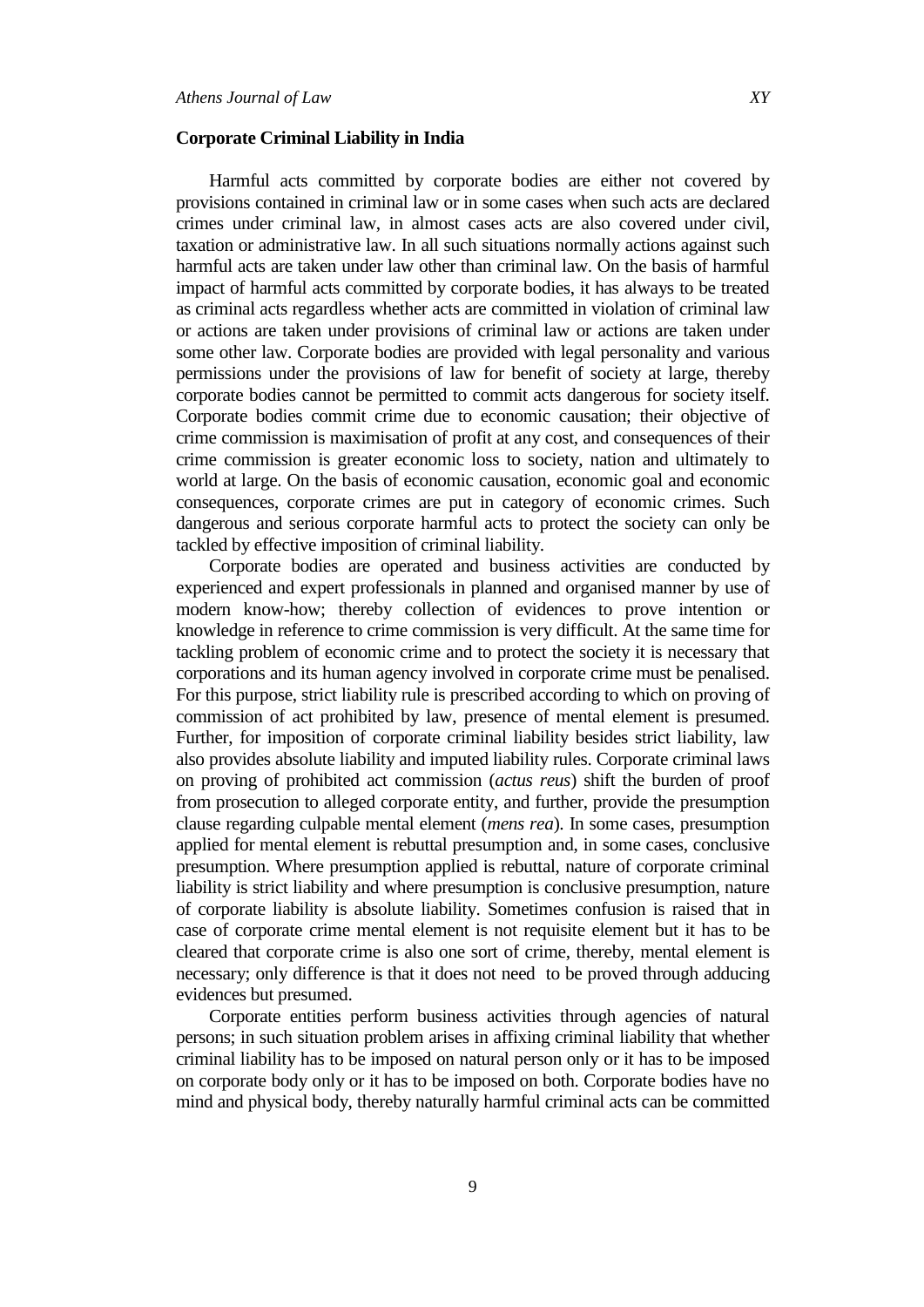**Corporate Criminal Liability in India**

Harmful acts committed by corporate bodies are either not covered by provisions contained in criminal law or in some cases when such acts are declared crimes under criminal law, in almost cases acts are also covered under civil, taxation or administrative law. In all such situations normally actions against such harmful acts are taken under law other than criminal law. On the basis of harmful impact of harmful acts committed by corporate bodies, it has always to be treated as criminal acts regardless whether acts are committed in violation of criminal law or actions are taken under provisions of criminal law or actions are taken under some other law. Corporate bodies are provided with legal personality and various permissions under the provisions of law for benefit of society at large, thereby corporate bodies cannot be permitted to commit acts dangerous for society itself. Corporate bodies commit crime due to economic causation; their objective of crime commission is maximisation of profit at any cost, and consequences of their crime commission is greater economic loss to society, nation and ultimately to world at large. On the basis of economic causation, economic goal and economic consequences, corporate crimes are put in category of economic crimes. Such dangerous and serious corporate harmful acts to protect the society can only be tackled by effective imposition of criminal liability.

Corporate bodies are operated and business activities are conducted by experienced and expert professionals in planned and organised manner by use of modern know-how; thereby collection of evidences to prove intention or knowledge in reference to crime commission is very difficult. At the same time for tackling problem of economic crime and to protect the society it is necessary that corporations and its human agency involved in corporate crime must be penalised. For this purpose, strict liability rule is prescribed according to which on proving of commission of act prohibited by law, presence of mental element is presumed. Further, for imposition of corporate criminal liability besides strict liability, law also provides absolute liability and imputed liability rules. Corporate criminal laws on proving of prohibited act commission (*actus reus*) shift the burden of proof from prosecution to alleged corporate entity, and further, provide the presumption clause regarding culpable mental element (*mens rea*). In some cases, presumption applied for mental element is rebuttal presumption and, in some cases, conclusive presumption. Where presumption applied is rebuttal, nature of corporate criminal liability is strict liability and where presumption is conclusive presumption, nature of corporate liability is absolute liability. Sometimes confusion is raised that in case of corporate crime mental element is not requisite element but it has to be cleared that corporate crime is also one sort of crime, thereby, mental element is necessary; only difference is that it does not need to be proved through adducing evidences but presumed.

Corporate entities perform business activities through agencies of natural persons; in such situation problem arises in affixing criminal liability that whether criminal liability has to be imposed on natural person only or it has to be imposed on corporate body only or it has to be imposed on both. Corporate bodies have no mind and physical body, thereby naturally harmful criminal acts can be committed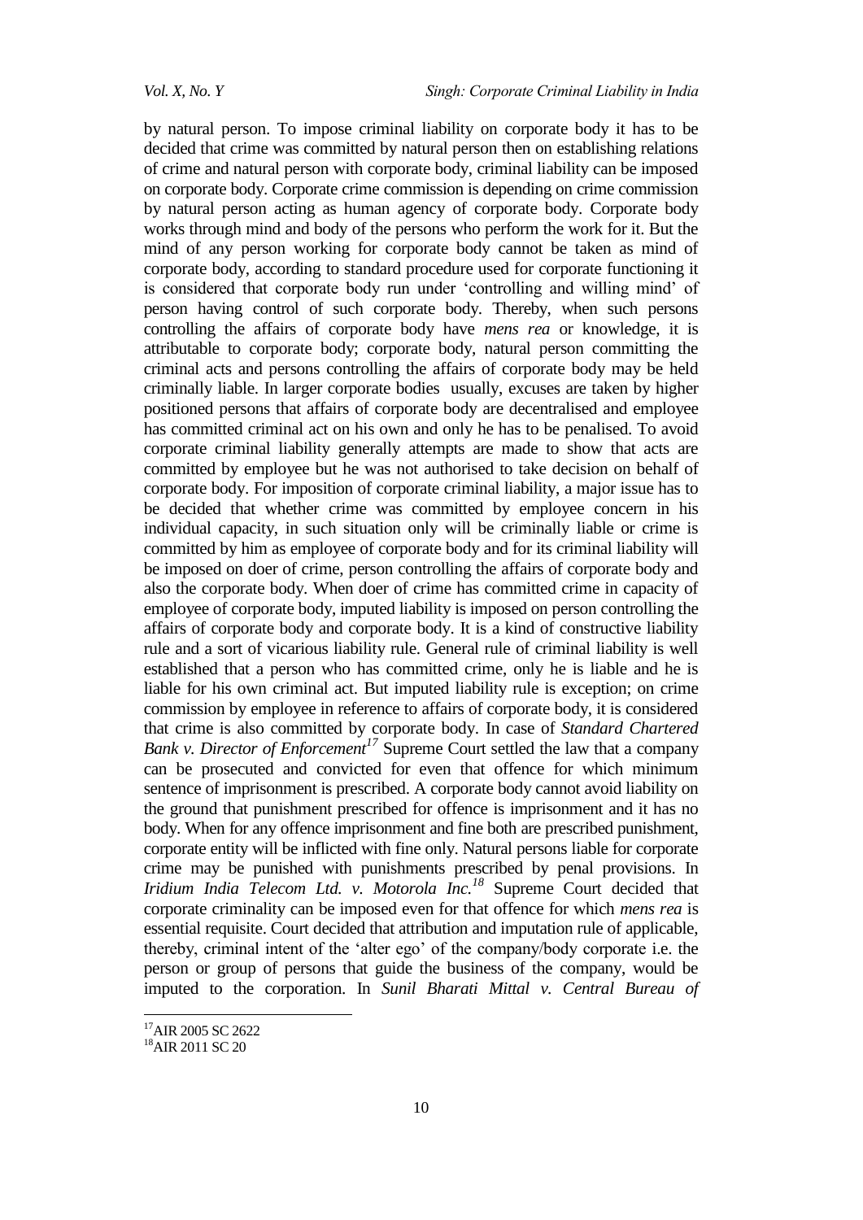by natural person. To impose criminal liability on corporate body it has to be decided that crime was committed by natural person then on establishing relations of crime and natural person with corporate body, criminal liability can be imposed on corporate body. Corporate crime commission is depending on crime commission by natural person acting as human agency of corporate body. Corporate body works through mind and body of the persons who perform the work for it. But the mind of any person working for corporate body cannot be taken as mind of corporate body, according to standard procedure used for corporate functioning it is considered that corporate body run under 'controlling and willing mind' of person having control of such corporate body. Thereby, when such persons controlling the affairs of corporate body have *mens rea* or knowledge, it is attributable to corporate body; corporate body, natural person committing the criminal acts and persons controlling the affairs of corporate body may be held criminally liable. In larger corporate bodies usually, excuses are taken by higher positioned persons that affairs of corporate body are decentralised and employee has committed criminal act on his own and only he has to be penalised. To avoid corporate criminal liability generally attempts are made to show that acts are committed by employee but he was not authorised to take decision on behalf of corporate body. For imposition of corporate criminal liability, a major issue has to be decided that whether crime was committed by employee concern in his individual capacity, in such situation only will be criminally liable or crime is committed by him as employee of corporate body and for its criminal liability will be imposed on doer of crime, person controlling the affairs of corporate body and also the corporate body. When doer of crime has committed crime in capacity of employee of corporate body, imputed liability is imposed on person controlling the affairs of corporate body and corporate body. It is a kind of constructive liability rule and a sort of vicarious liability rule. General rule of criminal liability is well established that a person who has committed crime, only he is liable and he is liable for his own criminal act. But imputed liability rule is exception; on crime commission by employee in reference to affairs of corporate body, it is considered that crime is also committed by corporate body. In case of *Standard Chartered Bank v. Director of Enforcement*[17] Supreme Court settled the law that a company can be prosecuted and convicted for even that offence for which minimum sentence of imprisonment is prescribed. A corporate body cannot avoid liability on the ground that punishment prescribed for offence is imprisonment and it has no body. When for any offence imprisonment and fine both are prescribed punishment, corporate entity will be inflicted with fine only. Natural persons liable for corporate crime may be punished with punishments prescribed by penal provisions. In *Iridium India Telecom Ltd. v. Motorola Inc.*[18] Supreme Court decided that corporate criminality can be imposed even for that offence for which *mens rea* is essential requisite. Court decided that attribution and imputation rule of applicable, thereby, criminal intent of the 'alter ego' of the company/body corporate i.e. the person or group of persons that guide the business of the company, would be imputed to the corporation. In *Sunil Bharati Mittal v. Central Bureau of*

---

[17] AIR 2005 SC 2622

[18] AIR 2011 SC 20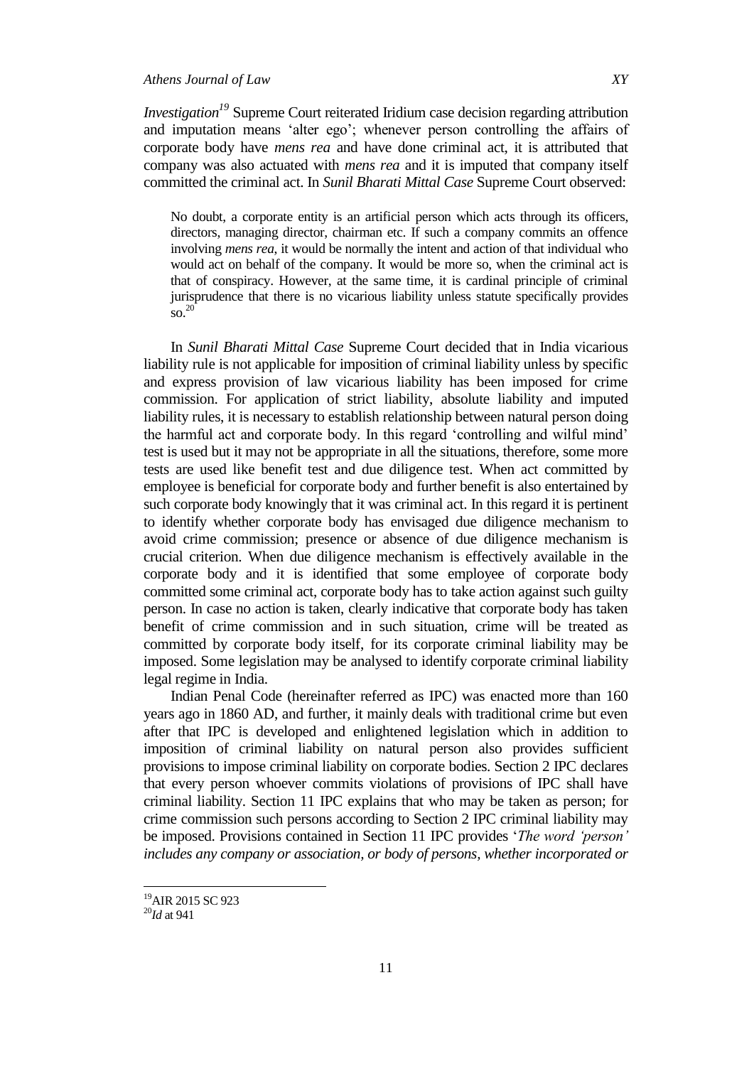*Investigation*[19] Supreme Court reiterated Iridium case decision regarding attribution and imputation means 'alter ego'; whenever person controlling the affairs of corporate body have *mens rea* and have done criminal act, it is attributed that company was also actuated with *mens rea* and it is imputed that company itself committed the criminal act. In *Sunil Bharati Mittal Case* Supreme Court observed:

> No doubt, a corporate entity is an artificial person which acts through its officers, directors, managing director, chairman etc. If such a company commits an offence involving *mens rea*, it would be normally the intent and action of that individual who would act on behalf of the company. It would be more so, when the criminal act is that of conspiracy. However, at the same time, it is cardinal principle of criminal jurisprudence that there is no vicarious liability unless statute specifically provides so.[20]

In *Sunil Bharati Mittal Case* Supreme Court decided that in India vicarious liability rule is not applicable for imposition of criminal liability unless by specific and express provision of law vicarious liability has been imposed for crime commission. For application of strict liability, absolute liability and imputed liability rules, it is necessary to establish relationship between natural person doing the harmful act and corporate body. In this regard 'controlling and wilful mind' test is used but it may not be appropriate in all the situations, therefore, some more tests are used like benefit test and due diligence test. When act committed by employee is beneficial for corporate body and further benefit is also entertained by such corporate body knowingly that it was criminal act. In this regard it is pertinent to identify whether corporate body has envisaged due diligence mechanism to avoid crime commission; presence or absence of due diligence mechanism is crucial criterion. When due diligence mechanism is effectively available in the corporate body and it is identified that some employee of corporate body committed some criminal act, corporate body has to take action against such guilty person. In case no action is taken, clearly indicative that corporate body has taken benefit of crime commission and in such situation, crime will be treated as committed by corporate body itself, for its corporate criminal liability may be imposed. Some legislation may be analysed to identify corporate criminal liability legal regime in India.

Indian Penal Code (hereinafter referred as IPC) was enacted more than 160 years ago in 1860 AD, and further, it mainly deals with traditional crime but even after that IPC is developed and enlightened legislation which in addition to imposition of criminal liability on natural person also provides sufficient provisions to impose criminal liability on corporate bodies. Section 2 IPC declares that every person whoever commits violations of provisions of IPC shall have criminal liability. Section 11 IPC explains that who may be taken as person; for crime commission such persons according to Section 2 IPC criminal liability may be imposed. Provisions contained in Section 11 IPC provides '*The word 'person' includes any company or association, or body of persons, whether incorporated or*

---

[19] AIR 2015 SC 923

[20] *Id* at 941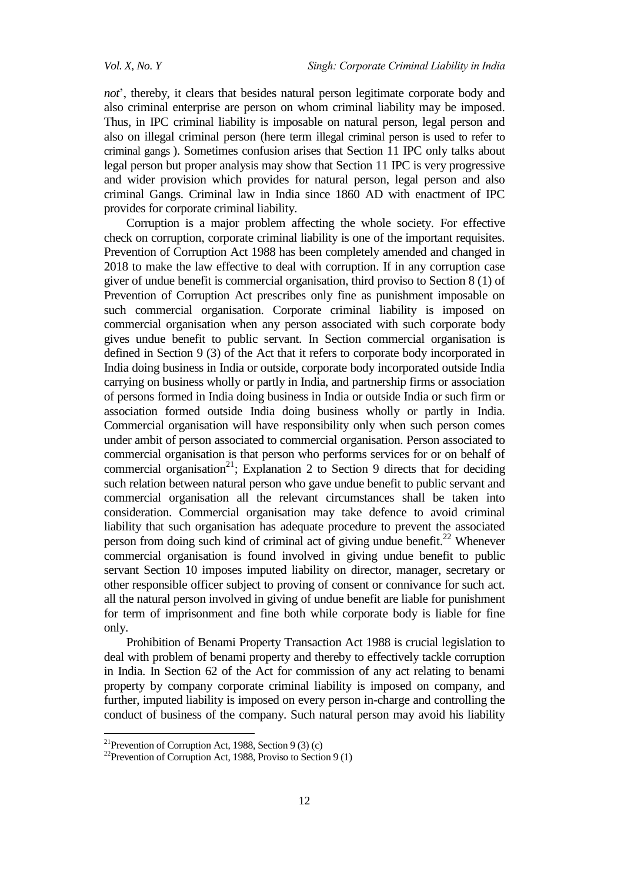*not*', thereby, it clears that besides natural person legitimate corporate body and also criminal enterprise are person on whom criminal liability may be imposed. Thus, in IPC criminal liability is imposable on natural person, legal person and also on illegal criminal person (here term illegal criminal person is used to refer to criminal gangs ). Sometimes confusion arises that Section 11 IPC only talks about legal person but proper analysis may show that Section 11 IPC is very progressive and wider provision which provides for natural person, legal person and also criminal Gangs. Criminal law in India since 1860 AD with enactment of IPC provides for corporate criminal liability.

Corruption is a major problem affecting the whole society. For effective check on corruption, corporate criminal liability is one of the important requisites. Prevention of Corruption Act 1988 has been completely amended and changed in 2018 to make the law effective to deal with corruption. If in any corruption case giver of undue benefit is commercial organisation, third proviso to Section 8 (1) of Prevention of Corruption Act prescribes only fine as punishment imposable on such commercial organisation. Corporate criminal liability is imposed on commercial organisation when any person associated with such corporate body gives undue benefit to public servant. In Section commercial organisation is defined in Section 9 (3) of the Act that it refers to corporate body incorporated in India doing business in India or outside, corporate body incorporated outside India carrying on business wholly or partly in India, and partnership firms or association of persons formed in India doing business in India or outside India or such firm or association formed outside India doing business wholly or partly in India. Commercial organisation will have responsibility only when such person comes under ambit of person associated to commercial organisation. Person associated to commercial organisation is that person who performs services for or on behalf of commercial organisation[21]; Explanation 2 to Section 9 directs that for deciding such relation between natural person who gave undue benefit to public servant and commercial organisation all the relevant circumstances shall be taken into consideration. Commercial organisation may take defence to avoid criminal liability that such organisation has adequate procedure to prevent the associated person from doing such kind of criminal act of giving undue benefit.[22] Whenever commercial organisation is found involved in giving undue benefit to public servant Section 10 imposes imputed liability on director, manager, secretary or other responsible officer subject to proving of consent or connivance for such act. all the natural person involved in giving of undue benefit are liable for punishment for term of imprisonment and fine both while corporate body is liable for fine only.

Prohibition of Benami Property Transaction Act 1988 is crucial legislation to deal with problem of benami property and thereby to effectively tackle corruption in India. In Section 62 of the Act for commission of any act relating to benami property by company corporate criminal liability is imposed on company, and further, imputed liability is imposed on every person in-charge and controlling the conduct of business of the company. Such natural person may avoid his liability

[21] Prevention of Corruption Act, 1988, Section 9 (3) (c)

[22] Prevention of Corruption Act, 1988, Proviso to Section 9 (1)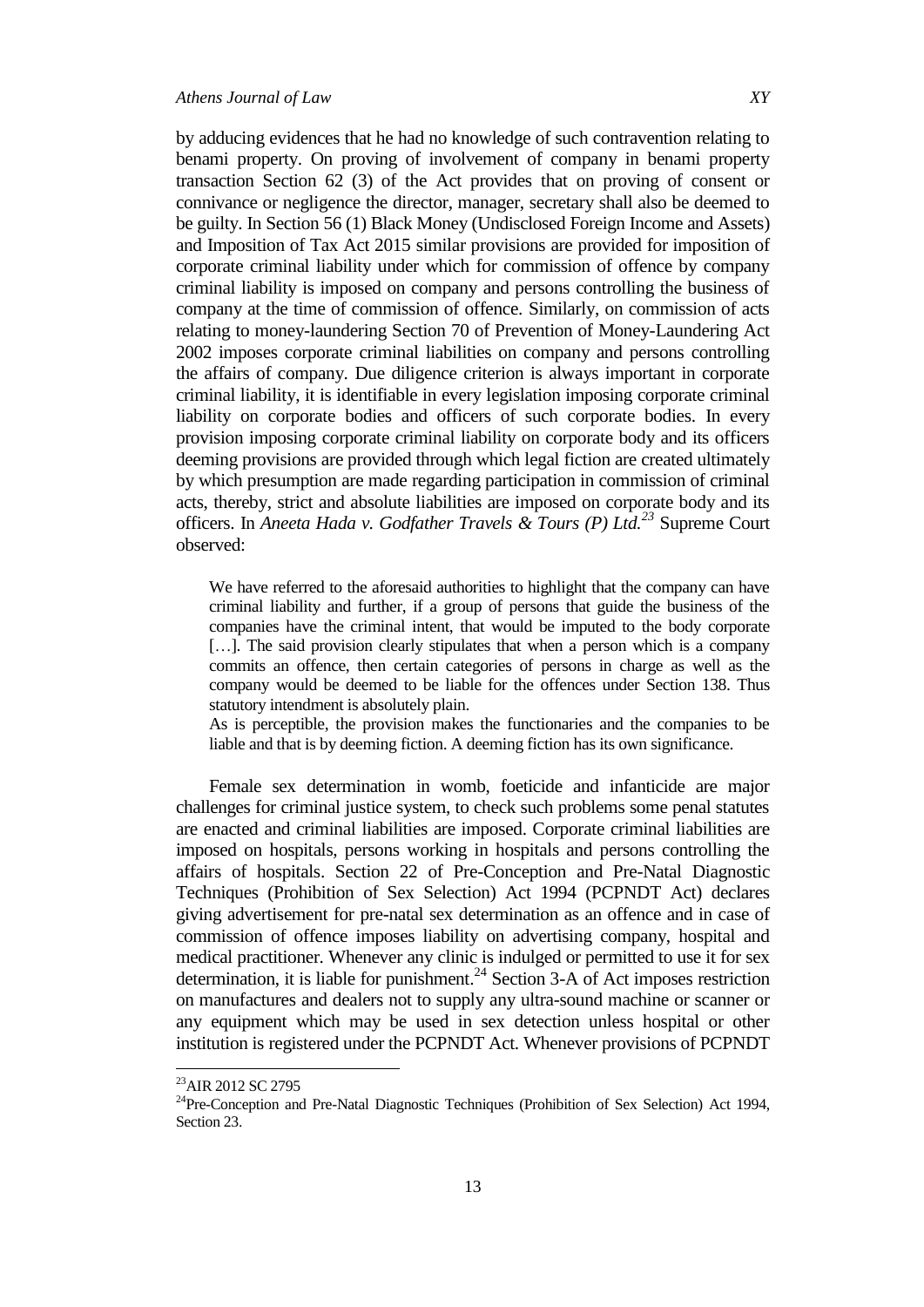by adducing evidences that he had no knowledge of such contravention relating to benami property. On proving of involvement of company in benami property transaction Section 62 (3) of the Act provides that on proving of consent or connivance or negligence the director, manager, secretary shall also be deemed to be guilty. In Section 56 (1) Black Money (Undisclosed Foreign Income and Assets) and Imposition of Tax Act 2015 similar provisions are provided for imposition of corporate criminal liability under which for commission of offence by company criminal liability is imposed on company and persons controlling the business of company at the time of commission of offence. Similarly, on commission of acts relating to money-laundering Section 70 of Prevention of Money-Laundering Act 2002 imposes corporate criminal liabilities on company and persons controlling the affairs of company. Due diligence criterion is always important in corporate criminal liability, it is identifiable in every legislation imposing corporate criminal liability on corporate bodies and officers of such corporate bodies. In every provision imposing corporate criminal liability on corporate body and its officers deeming provisions are provided through which legal fiction are created ultimately by which presumption are made regarding participation in commission of criminal acts, thereby, strict and absolute liabilities are imposed on corporate body and its officers. In *Aneeta Hada v. Godfather Travels & Tours (P) Ltd.*[23] Supreme Court observed:

> We have referred to the aforesaid authorities to highlight that the company can have criminal liability and further, if a group of persons that guide the business of the companies have the criminal intent, that would be imputed to the body corporate […]. The said provision clearly stipulates that when a person which is a company commits an offence, then certain categories of persons in charge as well as the company would be deemed to be liable for the offences under Section 138. Thus statutory intendment is absolutely plain.
>
> As is perceptible, the provision makes the functionaries and the companies to be liable and that is by deeming fiction. A deeming fiction has its own significance.

Female sex determination in womb, foeticide and infanticide are major challenges for criminal justice system, to check such problems some penal statutes are enacted and criminal liabilities are imposed. Corporate criminal liabilities are imposed on hospitals, persons working in hospitals and persons controlling the affairs of hospitals. Section 22 of Pre-Conception and Pre-Natal Diagnostic Techniques (Prohibition of Sex Selection) Act 1994 (PCPNDT Act) declares giving advertisement for pre-natal sex determination as an offence and in case of commission of offence imposes liability on advertising company, hospital and medical practitioner. Whenever any clinic is indulged or permitted to use it for sex determination, it is liable for punishment.[24] Section 3-A of Act imposes restriction on manufactures and dealers not to supply any ultra-sound machine or scanner or any equipment which may be used in sex detection unless hospital or other institution is registered under the PCPNDT Act. Whenever provisions of PCPNDT

---

[23] AIR 2012 SC 2795

[24] Pre-Conception and Pre-Natal Diagnostic Techniques (Prohibition of Sex Selection) Act 1994, Section 23.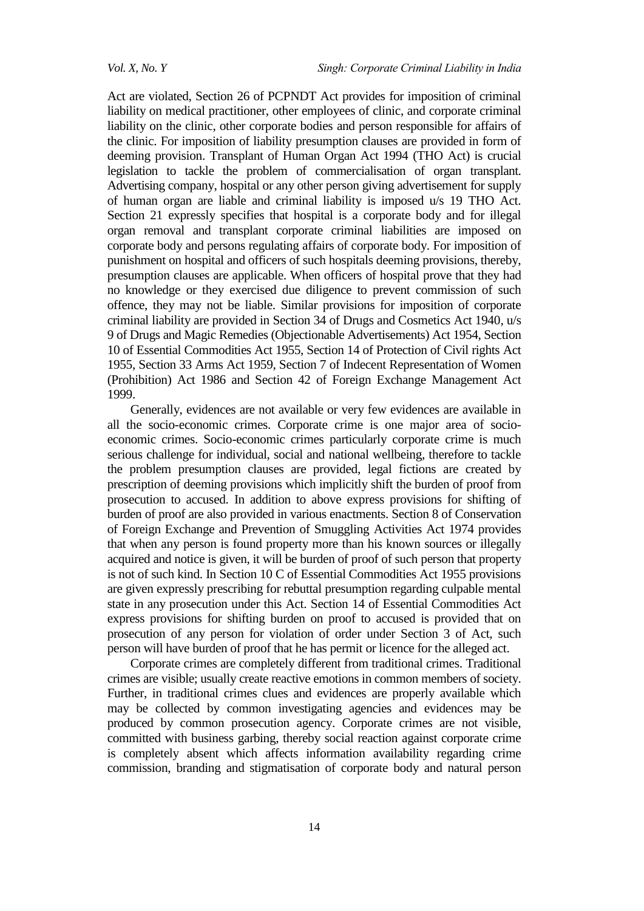Act are violated, Section 26 of PCPNDT Act provides for imposition of criminal liability on medical practitioner, other employees of clinic, and corporate criminal liability on the clinic, other corporate bodies and person responsible for affairs of the clinic. For imposition of liability presumption clauses are provided in form of deeming provision. Transplant of Human Organ Act 1994 (THO Act) is crucial legislation to tackle the problem of commercialisation of organ transplant. Advertising company, hospital or any other person giving advertisement for supply of human organ are liable and criminal liability is imposed u/s 19 THO Act. Section 21 expressly specifies that hospital is a corporate body and for illegal organ removal and transplant corporate criminal liabilities are imposed on corporate body and persons regulating affairs of corporate body. For imposition of punishment on hospital and officers of such hospitals deeming provisions, thereby, presumption clauses are applicable. When officers of hospital prove that they had no knowledge or they exercised due diligence to prevent commission of such offence, they may not be liable. Similar provisions for imposition of corporate criminal liability are provided in Section 34 of Drugs and Cosmetics Act 1940, u/s 9 of Drugs and Magic Remedies (Objectionable Advertisements) Act 1954, Section 10 of Essential Commodities Act 1955, Section 14 of Protection of Civil rights Act 1955, Section 33 Arms Act 1959, Section 7 of Indecent Representation of Women (Prohibition) Act 1986 and Section 42 of Foreign Exchange Management Act 1999.

Generally, evidences are not available or very few evidences are available in all the socio-economic crimes. Corporate crime is one major area of socio-economic crimes. Socio-economic crimes particularly corporate crime is much serious challenge for individual, social and national wellbeing, therefore to tackle the problem presumption clauses are provided, legal fictions are created by prescription of deeming provisions which implicitly shift the burden of proof from prosecution to accused. In addition to above express provisions for shifting of burden of proof are also provided in various enactments. Section 8 of Conservation of Foreign Exchange and Prevention of Smuggling Activities Act 1974 provides that when any person is found property more than his known sources or illegally acquired and notice is given, it will be burden of proof of such person that property is not of such kind. In Section 10 C of Essential Commodities Act 1955 provisions are given expressly prescribing for rebuttal presumption regarding culpable mental state in any prosecution under this Act. Section 14 of Essential Commodities Act express provisions for shifting burden on proof to accused is provided that on prosecution of any person for violation of order under Section 3 of Act, such person will have burden of proof that he has permit or licence for the alleged act.

Corporate crimes are completely different from traditional crimes. Traditional crimes are visible; usually create reactive emotions in common members of society. Further, in traditional crimes clues and evidences are properly available which may be collected by common investigating agencies and evidences may be produced by common prosecution agency. Corporate crimes are not visible, committed with business garbing, thereby social reaction against corporate crime is completely absent which affects information availability regarding crime commission, branding and stigmatisation of corporate body and natural person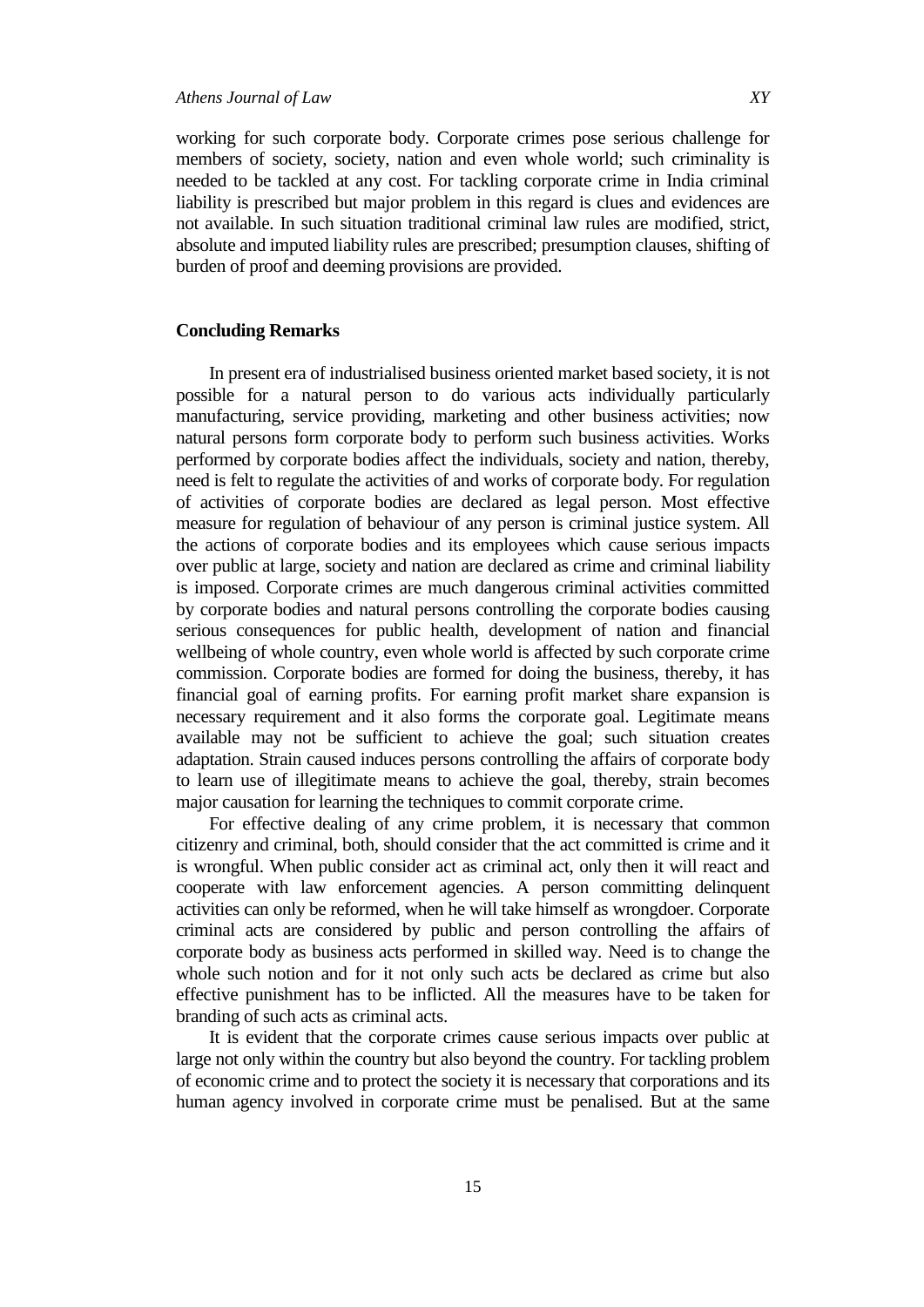working for such corporate body. Corporate crimes pose serious challenge for members of society, society, nation and even whole world; such criminality is needed to be tackled at any cost. For tackling corporate crime in India criminal liability is prescribed but major problem in this regard is clues and evidences are not available. In such situation traditional criminal law rules are modified, strict, absolute and imputed liability rules are prescribed; presumption clauses, shifting of burden of proof and deeming provisions are provided.

## Concluding Remarks

In present era of industrialised business oriented market based society, it is not possible for a natural person to do various acts individually particularly manufacturing, service providing, marketing and other business activities; now natural persons form corporate body to perform such business activities. Works performed by corporate bodies affect the individuals, society and nation, thereby, need is felt to regulate the activities of and works of corporate body. For regulation of activities of corporate bodies are declared as legal person. Most effective measure for regulation of behaviour of any person is criminal justice system. All the actions of corporate bodies and its employees which cause serious impacts over public at large, society and nation are declared as crime and criminal liability is imposed. Corporate crimes are much dangerous criminal activities committed by corporate bodies and natural persons controlling the corporate bodies causing serious consequences for public health, development of nation and financial wellbeing of whole country, even whole world is affected by such corporate crime commission. Corporate bodies are formed for doing the business, thereby, it has financial goal of earning profits. For earning profit market share expansion is necessary requirement and it also forms the corporate goal. Legitimate means available may not be sufficient to achieve the goal; such situation creates adaptation. Strain caused induces persons controlling the affairs of corporate body to learn use of illegitimate means to achieve the goal, thereby, strain becomes major causation for learning the techniques to commit corporate crime.

For effective dealing of any crime problem, it is necessary that common citizenry and criminal, both, should consider that the act committed is crime and it is wrongful. When public consider act as criminal act, only then it will react and cooperate with law enforcement agencies. A person committing delinquent activities can only be reformed, when he will take himself as wrongdoer. Corporate criminal acts are considered by public and person controlling the affairs of corporate body as business acts performed in skilled way. Need is to change the whole such notion and for it not only such acts be declared as crime but also effective punishment has to be inflicted. All the measures have to be taken for branding of such acts as criminal acts.

It is evident that the corporate crimes cause serious impacts over public at large not only within the country but also beyond the country. For tackling problem of economic crime and to protect the society it is necessary that corporations and its human agency involved in corporate crime must be penalised. But at the same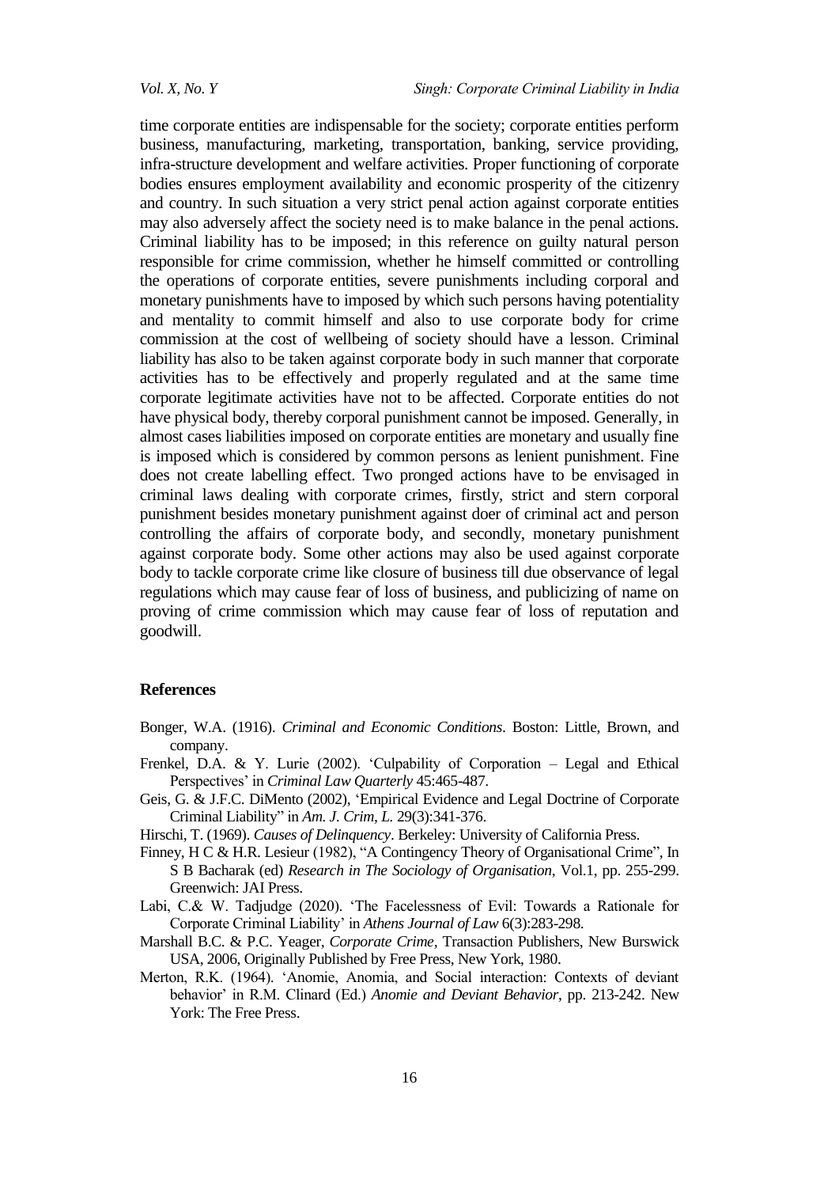time corporate entities are indispensable for the society; corporate entities perform business, manufacturing, marketing, transportation, banking, service providing, infra-structure development and welfare activities. Proper functioning of corporate bodies ensures employment availability and economic prosperity of the citizenry and country. In such situation a very strict penal action against corporate entities may also adversely affect the society need is to make balance in the penal actions. Criminal liability has to be imposed; in this reference on guilty natural person responsible for crime commission, whether he himself committed or controlling the operations of corporate entities, severe punishments including corporal and monetary punishments have to imposed by which such persons having potentiality and mentality to commit himself and also to use corporate body for crime commission at the cost of wellbeing of society should have a lesson. Criminal liability has also to be taken against corporate body in such manner that corporate activities has to be effectively and properly regulated and at the same time corporate legitimate activities have not to be affected. Corporate entities do not have physical body, thereby corporal punishment cannot be imposed. Generally, in almost cases liabilities imposed on corporate entities are monetary and usually fine is imposed which is considered by common persons as lenient punishment. Fine does not create labelling effect. Two pronged actions have to be envisaged in criminal laws dealing with corporate crimes, firstly, strict and stern corporal punishment besides monetary punishment against doer of criminal act and person controlling the affairs of corporate body, and secondly, monetary punishment against corporate body. Some other actions may also be used against corporate body to tackle corporate crime like closure of business till due observance of legal regulations which may cause fear of loss of business, and publicizing of name on proving of crime commission which may cause fear of loss of reputation and goodwill.

## References

Bonger, W.A. (1916). *Criminal and Economic Conditions*. Boston: Little, Brown, and company.

Frenkel, D.A. & Y. Lurie (2002). 'Culpability of Corporation – Legal and Ethical Perspectives' in *Criminal Law Quarterly* 45:465-487.

Geis, G. & J.F.C. DiMento (2002), 'Empirical Evidence and Legal Doctrine of Corporate Criminal Liability" in *Am. J. Crim, L.* 29(3):341-376.

Hirschi, T. (1969). *Causes of Delinquency*. Berkeley: University of California Press.

Finney, H C & H.R. Lesieur (1982), "A Contingency Theory of Organisational Crime", In S B Bacharak (ed) *Research in The Sociology of Organisation*, Vol.1, pp. 255-299. Greenwich: JAI Press.

Labi, C.& W. Tadjudge (2020). 'The Facelessness of Evil: Towards a Rationale for Corporate Criminal Liability' in *Athens Journal of Law* 6(3):283-298.

Marshall B.C. & P.C. Yeager, *Corporate Crime*, Transaction Publishers, New Burswick USA, 2006, Originally Published by Free Press, New York, 1980.

Merton, R.K. (1964). 'Anomie, Anomia, and Social interaction: Contexts of deviant behavior' in R.M. Clinard (Ed.) *Anomie and Deviant Behavior*, pp. 213-242. New York: The Free Press.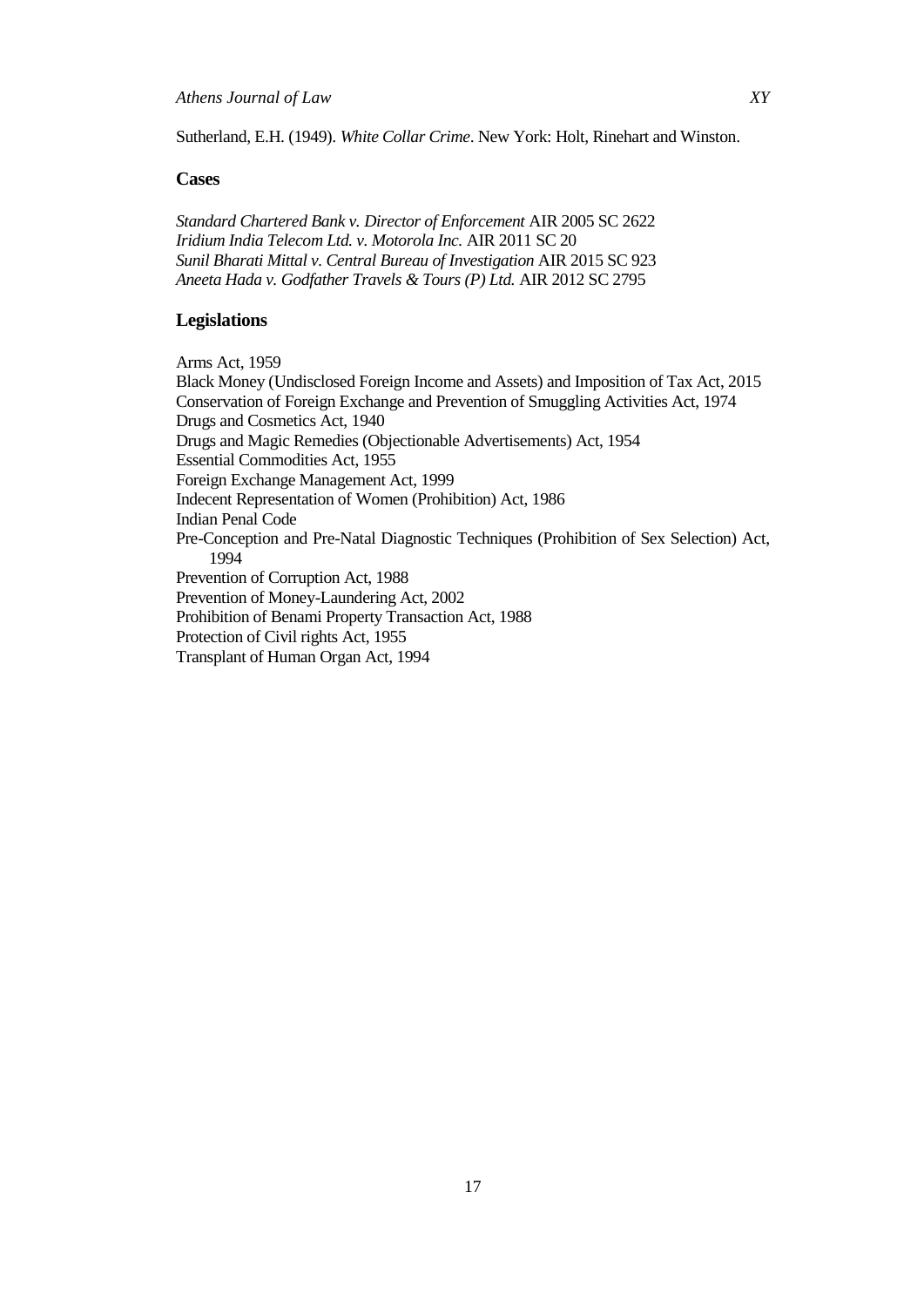Sutherland, E.H. (1949). *White Collar Crime*. New York: Holt, Rinehart and Winston.

## Cases

*Standard Chartered Bank v. Director of Enforcement* AIR 2005 SC 2622
*Iridium India Telecom Ltd. v. Motorola Inc.* AIR 2011 SC 20
*Sunil Bharati Mittal v. Central Bureau of Investigation* AIR 2015 SC 923
*Aneeta Hada v. Godfather Travels & Tours (P) Ltd.* AIR 2012 SC 2795

## Legislations

Arms Act, 1959
Black Money (Undisclosed Foreign Income and Assets) and Imposition of Tax Act, 2015
Conservation of Foreign Exchange and Prevention of Smuggling Activities Act, 1974
Drugs and Cosmetics Act, 1940
Drugs and Magic Remedies (Objectionable Advertisements) Act, 1954
Essential Commodities Act, 1955
Foreign Exchange Management Act, 1999
Indecent Representation of Women (Prohibition) Act, 1986
Indian Penal Code
Pre-Conception and Pre-Natal Diagnostic Techniques (Prohibition of Sex Selection) Act, 1994
Prevention of Corruption Act, 1988
Prevention of Money-Laundering Act, 2002
Prohibition of Benami Property Transaction Act, 1988
Protection of Civil rights Act, 1955
Transplant of Human Organ Act, 1994